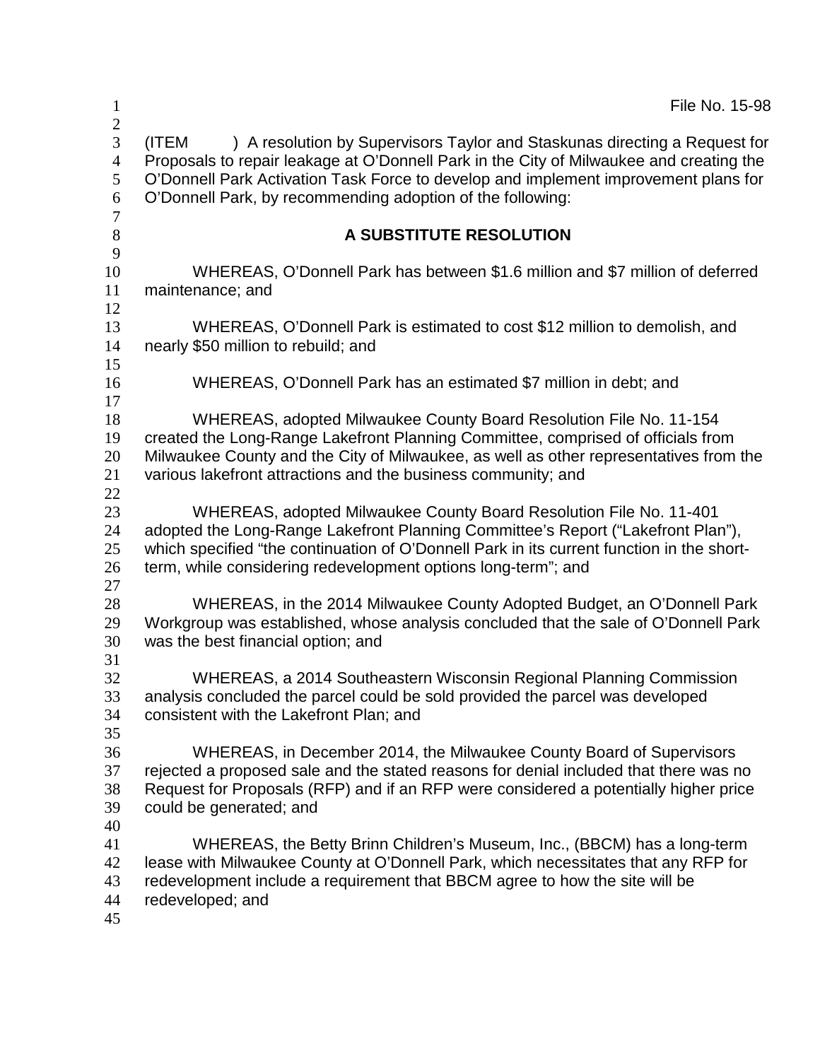File No. 15-98

(ITEM ) A resolution by Supervisors Taylor and Staskunas directing a Request for Proposals to repair leakage at O'Donnell Park in the City of Milwaukee and creating the O'Donnell Park Activation Task Force to develop and implement improvement plans for O'Donnell Park, by recommending adoption of the following:

## A SUBSTITUTE RESOLUTION

WHEREAS, O'Donnell Park has between $1.6 million and $7 million of deferred maintenance; and

WHEREAS, O'Donnell Park is estimated to cost $12 million to demolish, and nearly $50 million to rebuild; and

WHEREAS, O'Donnell Park has an estimated $7 million in debt; and

WHEREAS, adopted Milwaukee County Board Resolution File No. 11-154 created the Long-Range Lakefront Planning Committee, comprised of officials from Milwaukee County and the City of Milwaukee, as well as other representatives from the various lakefront attractions and the business community; and

WHEREAS, adopted Milwaukee County Board Resolution File No. 11-401 adopted the Long-Range Lakefront Planning Committee's Report ("Lakefront Plan"), which specified "the continuation of O'Donnell Park in its current function in the short-term, while considering redevelopment options long-term"; and

WHEREAS, in the 2014 Milwaukee County Adopted Budget, an O'Donnell Park Workgroup was established, whose analysis concluded that the sale of O'Donnell Park was the best financial option; and

WHEREAS, a 2014 Southeastern Wisconsin Regional Planning Commission analysis concluded the parcel could be sold provided the parcel was developed consistent with the Lakefront Plan; and

WHEREAS, in December 2014, the Milwaukee County Board of Supervisors rejected a proposed sale and the stated reasons for denial included that there was no Request for Proposals (RFP) and if an RFP were considered a potentially higher price could be generated; and

WHEREAS, the Betty Brinn Children's Museum, Inc., (BBCM) has a long-term lease with Milwaukee County at O'Donnell Park, which necessitates that any RFP for redevelopment include a requirement that BBCM agree to how the site will be redeveloped; and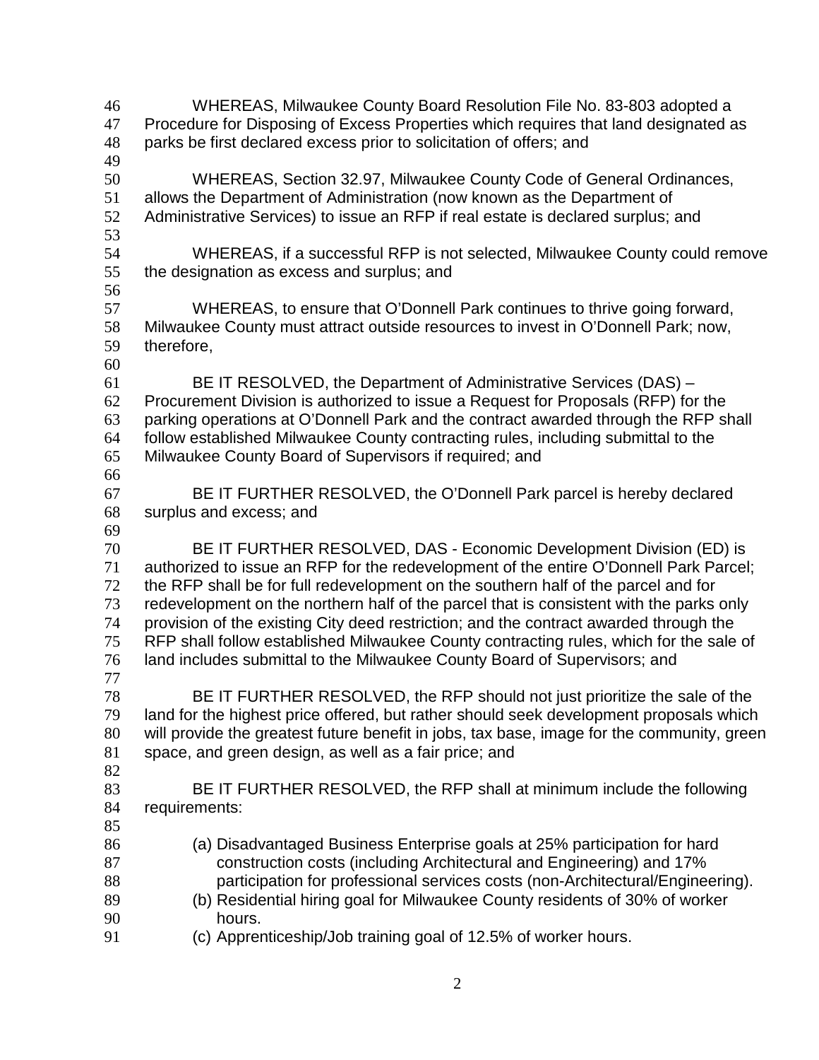WHEREAS, Milwaukee County Board Resolution File No. 83-803 adopted a Procedure for Disposing of Excess Properties which requires that land designated as parks be first declared excess prior to solicitation of offers; and

WHEREAS, Section 32.97, Milwaukee County Code of General Ordinances, allows the Department of Administration (now known as the Department of Administrative Services) to issue an RFP if real estate is declared surplus; and

WHEREAS, if a successful RFP is not selected, Milwaukee County could remove the designation as excess and surplus; and

WHEREAS, to ensure that O'Donnell Park continues to thrive going forward, Milwaukee County must attract outside resources to invest in O'Donnell Park; now, therefore,

BE IT RESOLVED, the Department of Administrative Services (DAS) – Procurement Division is authorized to issue a Request for Proposals (RFP) for the parking operations at O'Donnell Park and the contract awarded through the RFP shall follow established Milwaukee County contracting rules, including submittal to the Milwaukee County Board of Supervisors if required; and

BE IT FURTHER RESOLVED, the O'Donnell Park parcel is hereby declared surplus and excess; and

BE IT FURTHER RESOLVED, DAS - Economic Development Division (ED) is authorized to issue an RFP for the redevelopment of the entire O'Donnell Park Parcel; the RFP shall be for full redevelopment on the southern half of the parcel and for redevelopment on the northern half of the parcel that is consistent with the parks only provision of the existing City deed restriction; and the contract awarded through the RFP shall follow established Milwaukee County contracting rules, which for the sale of land includes submittal to the Milwaukee County Board of Supervisors; and

BE IT FURTHER RESOLVED, the RFP should not just prioritize the sale of the land for the highest price offered, but rather should seek development proposals which will provide the greatest future benefit in jobs, tax base, image for the community, green space, and green design, as well as a fair price; and

BE IT FURTHER RESOLVED, the RFP shall at minimum include the following requirements:

(a) Disadvantaged Business Enterprise goals at 25% participation for hard construction costs (including Architectural and Engineering) and 17% participation for professional services costs (non-Architectural/Engineering).
(b) Residential hiring goal for Milwaukee County residents of 30% of worker hours.
(c) Apprenticeship/Job training goal of 12.5% of worker hours.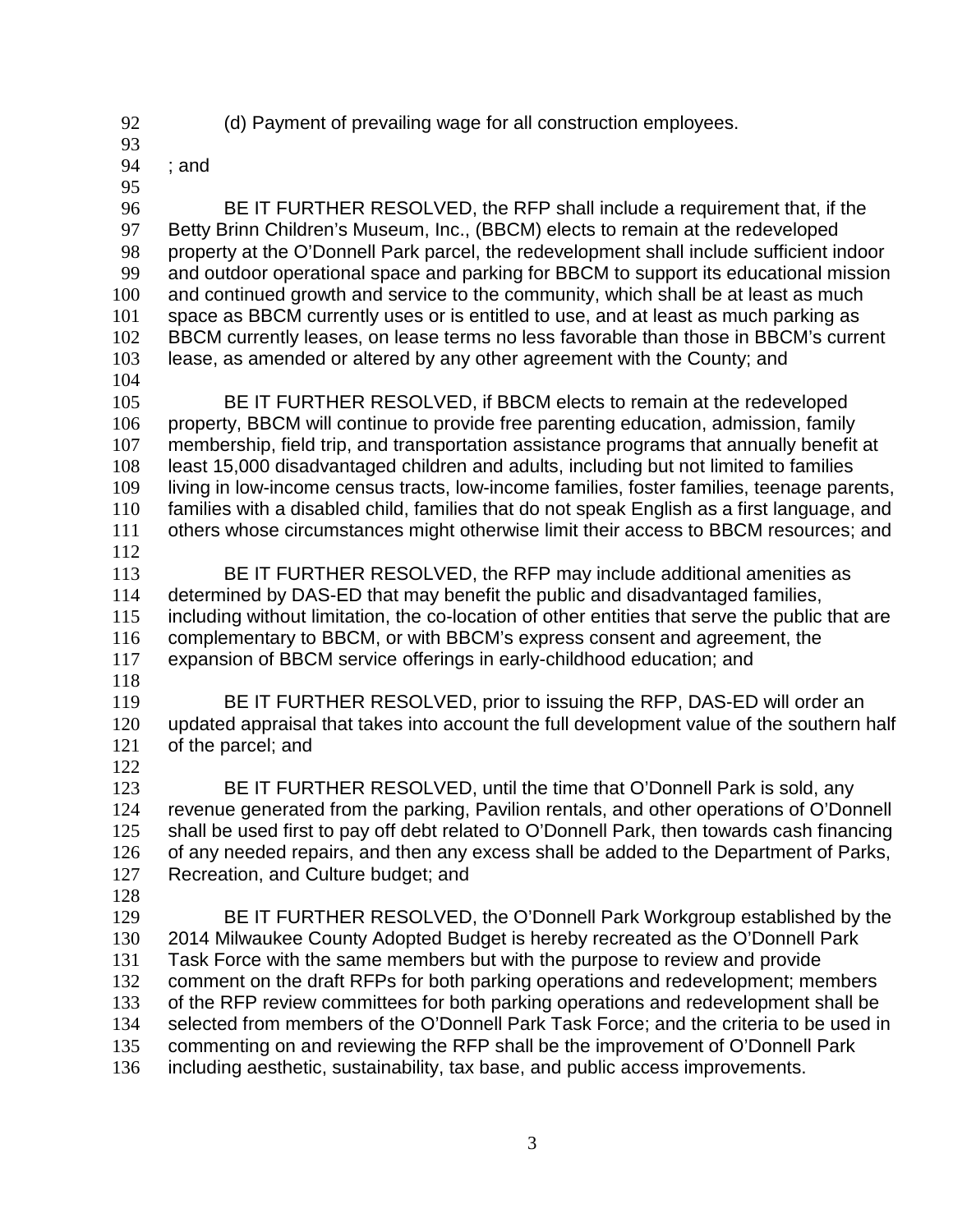(d) Payment of prevailing wage for all construction employees.

; and

BE IT FURTHER RESOLVED, the RFP shall include a requirement that, if the Betty Brinn Children's Museum, Inc., (BBCM) elects to remain at the redeveloped property at the O'Donnell Park parcel, the redevelopment shall include sufficient indoor and outdoor operational space and parking for BBCM to support its educational mission and continued growth and service to the community, which shall be at least as much space as BBCM currently uses or is entitled to use, and at least as much parking as BBCM currently leases, on lease terms no less favorable than those in BBCM's current lease, as amended or altered by any other agreement with the County; and

BE IT FURTHER RESOLVED, if BBCM elects to remain at the redeveloped property, BBCM will continue to provide free parenting education, admission, family membership, field trip, and transportation assistance programs that annually benefit at least 15,000 disadvantaged children and adults, including but not limited to families living in low-income census tracts, low-income families, foster families, teenage parents, families with a disabled child, families that do not speak English as a first language, and others whose circumstances might otherwise limit their access to BBCM resources; and

BE IT FURTHER RESOLVED, the RFP may include additional amenities as determined by DAS-ED that may benefit the public and disadvantaged families, including without limitation, the co-location of other entities that serve the public that are complementary to BBCM, or with BBCM's express consent and agreement, the expansion of BBCM service offerings in early-childhood education; and

BE IT FURTHER RESOLVED, prior to issuing the RFP, DAS-ED will order an updated appraisal that takes into account the full development value of the southern half of the parcel; and

BE IT FURTHER RESOLVED, until the time that O'Donnell Park is sold, any revenue generated from the parking, Pavilion rentals, and other operations of O'Donnell shall be used first to pay off debt related to O'Donnell Park, then towards cash financing of any needed repairs, and then any excess shall be added to the Department of Parks, Recreation, and Culture budget; and

BE IT FURTHER RESOLVED, the O'Donnell Park Workgroup established by the 2014 Milwaukee County Adopted Budget is hereby recreated as the O'Donnell Park Task Force with the same members but with the purpose to review and provide comment on the draft RFPs for both parking operations and redevelopment; members of the RFP review committees for both parking operations and redevelopment shall be selected from members of the O'Donnell Park Task Force; and the criteria to be used in commenting on and reviewing the RFP shall be the improvement of O'Donnell Park including aesthetic, sustainability, tax base, and public access improvements.